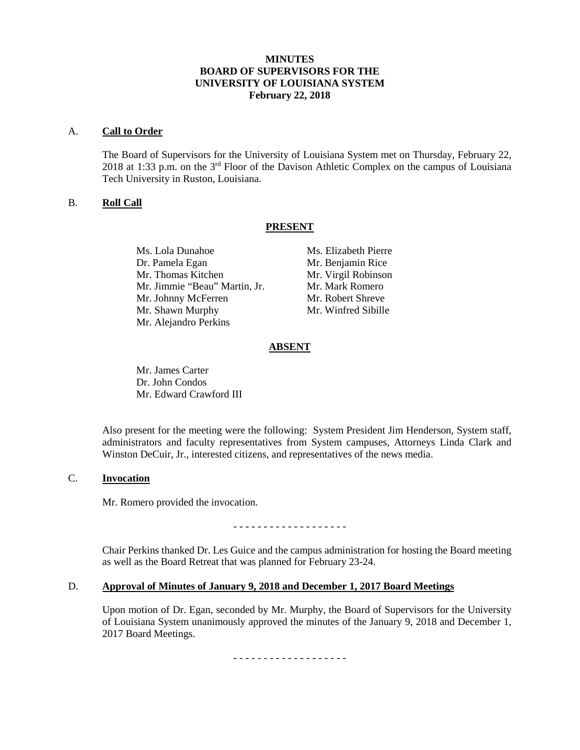# MINUTES
# BOARD OF SUPERVISORS FOR THE UNIVERSITY OF LOUISIANA SYSTEM
# February 22, 2018

## A. **Call to Order**

The Board of Supervisors for the University of Louisiana System met on Thursday, February 22, 2018 at 1:33 p.m. on the 3rd Floor of the Davison Athletic Complex on the campus of Louisiana Tech University in Ruston, Louisiana.

## B. **Roll Call**

**PRESENT**

Ms. Lola Dunahoe
Dr. Pamela Egan
Mr. Thomas Kitchen
Mr. Jimmie "Beau" Martin, Jr.
Mr. Johnny McFerren
Mr. Shawn Murphy
Mr. Alejandro Perkins
Ms. Elizabeth Pierre
Mr. Benjamin Rice
Mr. Virgil Robinson
Mr. Mark Romero
Mr. Robert Shreve
Mr. Winfred Sibille

**ABSENT**

Mr. James Carter
Dr. John Condos
Mr. Edward Crawford III

Also present for the meeting were the following: System President Jim Henderson, System staff, administrators and faculty representatives from System campuses, Attorneys Linda Clark and Winston DeCuir, Jr., interested citizens, and representatives of the news media.

## C. **Invocation**

Mr. Romero provided the invocation.

- - - - - - - - - - - - - - - - - - -

Chair Perkins thanked Dr. Les Guice and the campus administration for hosting the Board meeting as well as the Board Retreat that was planned for February 23-24.

## D. **Approval of Minutes of January 9, 2018 and December 1, 2017 Board Meetings**

Upon motion of Dr. Egan, seconded by Mr. Murphy, the Board of Supervisors for the University of Louisiana System unanimously approved the minutes of the January 9, 2018 and December 1, 2017 Board Meetings.

- - - - - - - - - - - - - - - - - - -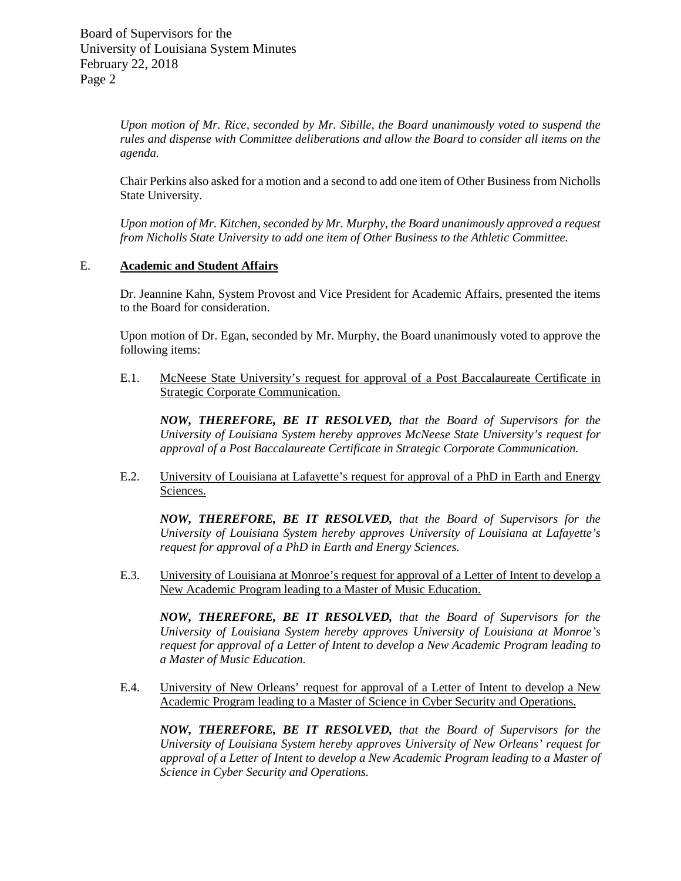*Upon motion of Mr. Rice, seconded by Mr. Sibille, the Board unanimously voted to suspend the rules and dispense with Committee deliberations and allow the Board to consider all items on the agenda.*

Chair Perkins also asked for a motion and a second to add one item of Other Business from Nicholls State University.

*Upon motion of Mr. Kitchen, seconded by Mr. Murphy, the Board unanimously approved a request from Nicholls State University to add one item of Other Business to the Athletic Committee.*

## E. Academic and Student Affairs

Dr. Jeannine Kahn, System Provost and Vice President for Academic Affairs, presented the items to the Board for consideration.

Upon motion of Dr. Egan, seconded by Mr. Murphy, the Board unanimously voted to approve the following items:

E.1. McNeese State University's request for approval of a Post Baccalaureate Certificate in Strategic Corporate Communication.

***NOW, THEREFORE, BE IT RESOLVED,*** *that the Board of Supervisors for the University of Louisiana System hereby approves McNeese State University's request for approval of a Post Baccalaureate Certificate in Strategic Corporate Communication.*

E.2. University of Louisiana at Lafayette's request for approval of a PhD in Earth and Energy Sciences.

***NOW, THEREFORE, BE IT RESOLVED,*** *that the Board of Supervisors for the University of Louisiana System hereby approves University of Louisiana at Lafayette's request for approval of a PhD in Earth and Energy Sciences.*

E.3. University of Louisiana at Monroe's request for approval of a Letter of Intent to develop a New Academic Program leading to a Master of Music Education.

***NOW, THEREFORE, BE IT RESOLVED,*** *that the Board of Supervisors for the University of Louisiana System hereby approves University of Louisiana at Monroe's request for approval of a Letter of Intent to develop a New Academic Program leading to a Master of Music Education.*

E.4. University of New Orleans' request for approval of a Letter of Intent to develop a New Academic Program leading to a Master of Science in Cyber Security and Operations.

***NOW, THEREFORE, BE IT RESOLVED,*** *that the Board of Supervisors for the University of Louisiana System hereby approves University of New Orleans' request for approval of a Letter of Intent to develop a New Academic Program leading to a Master of Science in Cyber Security and Operations.*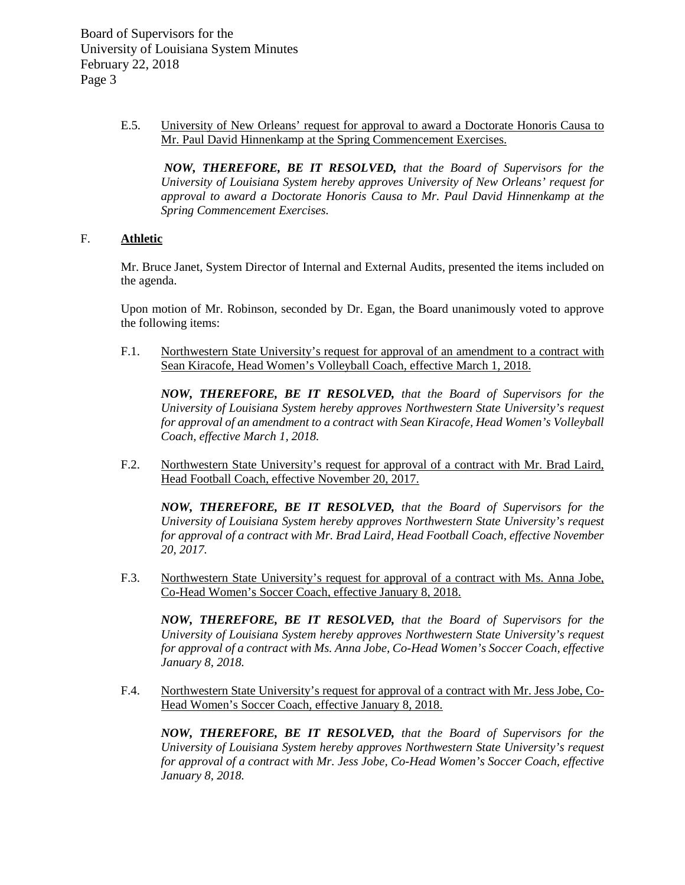E.5. University of New Orleans' request for approval to award a Doctorate Honoris Causa to Mr. Paul David Hinnenkamp at the Spring Commencement Exercises.

*__NOW, THEREFORE, BE IT RESOLVED,__ that the Board of Supervisors for the University of Louisiana System hereby approves University of New Orleans' request for approval to award a Doctorate Honoris Causa to Mr. Paul David Hinnenkamp at the Spring Commencement Exercises.*

## F. Athletic

Mr. Bruce Janet, System Director of Internal and External Audits, presented the items included on the agenda.

Upon motion of Mr. Robinson, seconded by Dr. Egan, the Board unanimously voted to approve the following items:

F.1. Northwestern State University's request for approval of an amendment to a contract with Sean Kiracofe, Head Women's Volleyball Coach, effective March 1, 2018.

*__NOW, THEREFORE, BE IT RESOLVED,__ that the Board of Supervisors for the University of Louisiana System hereby approves Northwestern State University's request for approval of an amendment to a contract with Sean Kiracofe, Head Women's Volleyball Coach, effective March 1, 2018.*

F.2. Northwestern State University's request for approval of a contract with Mr. Brad Laird, Head Football Coach, effective November 20, 2017.

*__NOW, THEREFORE, BE IT RESOLVED,__ that the Board of Supervisors for the University of Louisiana System hereby approves Northwestern State University's request for approval of a contract with Mr. Brad Laird, Head Football Coach, effective November 20, 2017.*

F.3. Northwestern State University's request for approval of a contract with Ms. Anna Jobe, Co-Head Women's Soccer Coach, effective January 8, 2018.

*__NOW, THEREFORE, BE IT RESOLVED,__ that the Board of Supervisors for the University of Louisiana System hereby approves Northwestern State University's request for approval of a contract with Ms. Anna Jobe, Co-Head Women's Soccer Coach, effective January 8, 2018.*

F.4. Northwestern State University's request for approval of a contract with Mr. Jess Jobe, Co-Head Women's Soccer Coach, effective January 8, 2018.

*__NOW, THEREFORE, BE IT RESOLVED,__ that the Board of Supervisors for the University of Louisiana System hereby approves Northwestern State University's request for approval of a contract with Mr. Jess Jobe, Co-Head Women's Soccer Coach, effective January 8, 2018.*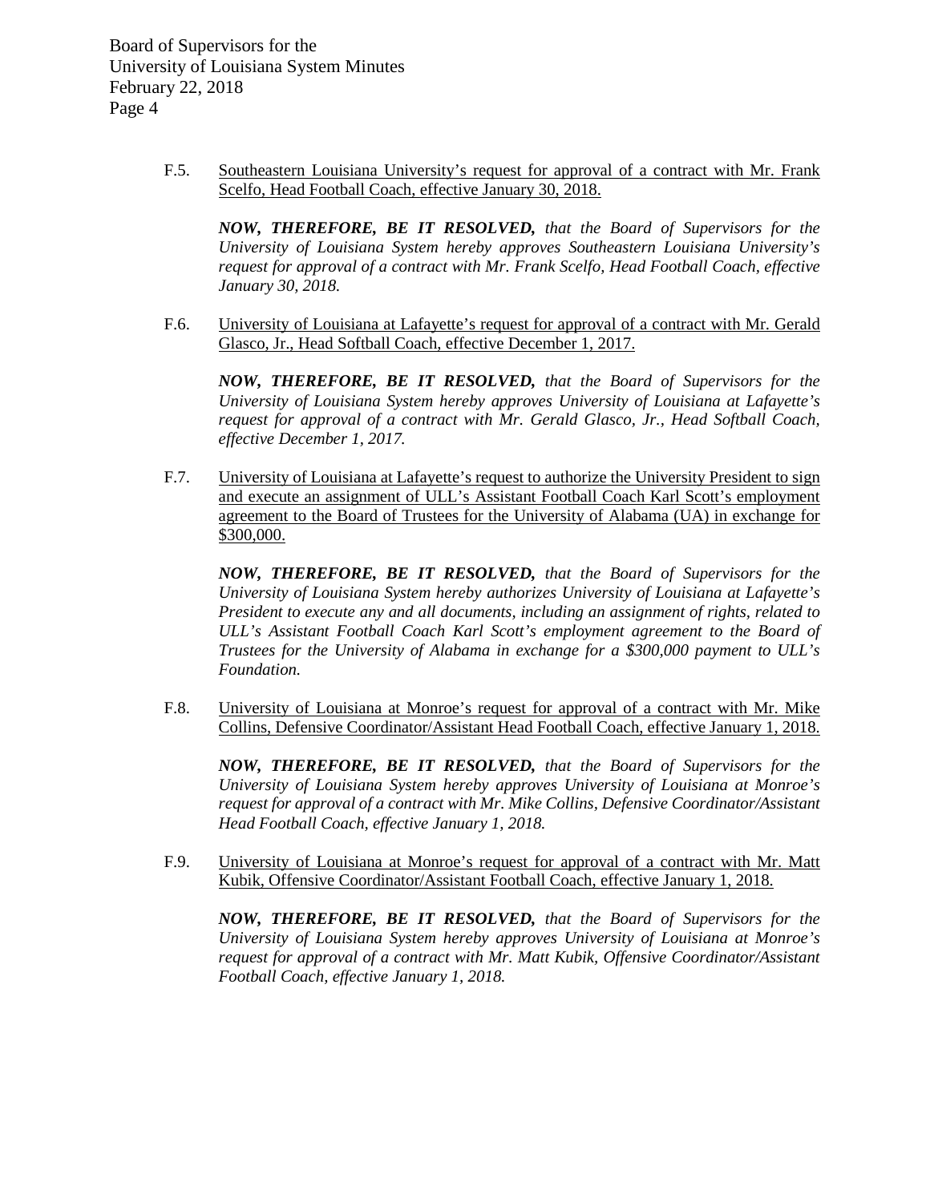F.5. Southeastern Louisiana University's request for approval of a contract with Mr. Frank Scelfo, Head Football Coach, effective January 30, 2018.

***NOW, THEREFORE, BE IT RESOLVED,*** *that the Board of Supervisors for the University of Louisiana System hereby approves Southeastern Louisiana University's request for approval of a contract with Mr. Frank Scelfo, Head Football Coach, effective January 30, 2018.*

F.6. University of Louisiana at Lafayette's request for approval of a contract with Mr. Gerald Glasco, Jr., Head Softball Coach, effective December 1, 2017.

***NOW, THEREFORE, BE IT RESOLVED,*** *that the Board of Supervisors for the University of Louisiana System hereby approves University of Louisiana at Lafayette's request for approval of a contract with Mr. Gerald Glasco, Jr., Head Softball Coach, effective December 1, 2017.*

F.7. University of Louisiana at Lafayette's request to authorize the University President to sign and execute an assignment of ULL's Assistant Football Coach Karl Scott's employment agreement to the Board of Trustees for the University of Alabama (UA) in exchange for $300,000.

***NOW, THEREFORE, BE IT RESOLVED,*** *that the Board of Supervisors for the University of Louisiana System hereby authorizes University of Louisiana at Lafayette's President to execute any and all documents, including an assignment of rights, related to ULL's Assistant Football Coach Karl Scott's employment agreement to the Board of Trustees for the University of Alabama in exchange for a $300,000 payment to ULL's Foundation.*

F.8. University of Louisiana at Monroe's request for approval of a contract with Mr. Mike Collins, Defensive Coordinator/Assistant Head Football Coach, effective January 1, 2018.

***NOW, THEREFORE, BE IT RESOLVED,*** *that the Board of Supervisors for the University of Louisiana System hereby approves University of Louisiana at Monroe's request for approval of a contract with Mr. Mike Collins, Defensive Coordinator/Assistant Head Football Coach, effective January 1, 2018.*

F.9. University of Louisiana at Monroe's request for approval of a contract with Mr. Matt Kubik, Offensive Coordinator/Assistant Football Coach, effective January 1, 2018.

***NOW, THEREFORE, BE IT RESOLVED,*** *that the Board of Supervisors for the University of Louisiana System hereby approves University of Louisiana at Monroe's request for approval of a contract with Mr. Matt Kubik, Offensive Coordinator/Assistant Football Coach, effective January 1, 2018.*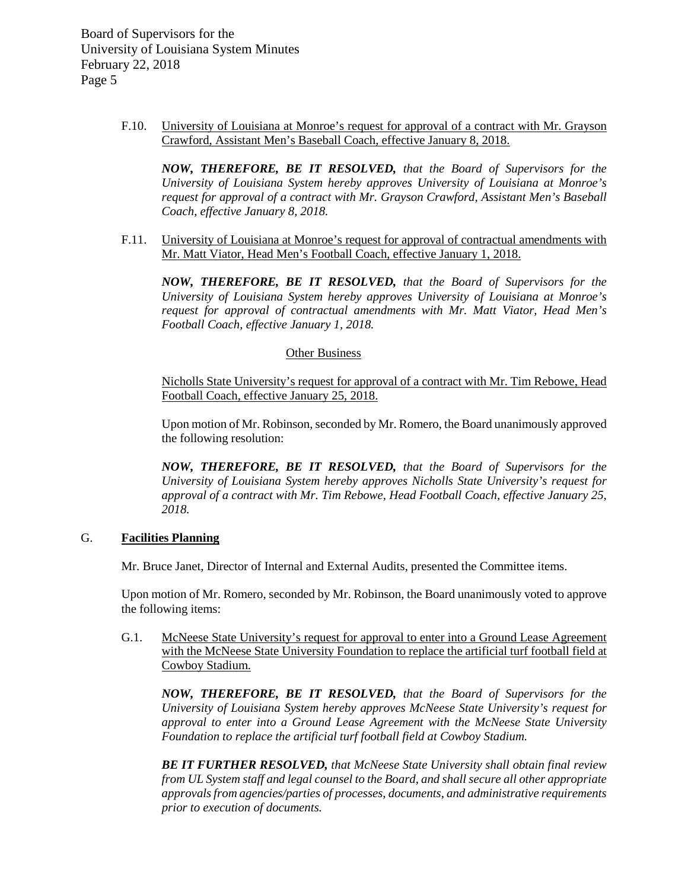F.10. University of Louisiana at Monroe's request for approval of a contract with Mr. Grayson Crawford, Assistant Men's Baseball Coach, effective January 8, 2018.

***NOW, THEREFORE, BE IT RESOLVED,*** *that the Board of Supervisors for the University of Louisiana System hereby approves University of Louisiana at Monroe's request for approval of a contract with Mr. Grayson Crawford, Assistant Men's Baseball Coach, effective January 8, 2018.*

F.11. University of Louisiana at Monroe's request for approval of contractual amendments with Mr. Matt Viator, Head Men's Football Coach, effective January 1, 2018.

***NOW, THEREFORE, BE IT RESOLVED,*** *that the Board of Supervisors for the University of Louisiana System hereby approves University of Louisiana at Monroe's request for approval of contractual amendments with Mr. Matt Viator, Head Men's Football Coach, effective January 1, 2018.*

Other Business

Nicholls State University's request for approval of a contract with Mr. Tim Rebowe, Head Football Coach, effective January 25, 2018.

Upon motion of Mr. Robinson, seconded by Mr. Romero, the Board unanimously approved the following resolution:

***NOW, THEREFORE, BE IT RESOLVED,*** *that the Board of Supervisors for the University of Louisiana System hereby approves Nicholls State University's request for approval of a contract with Mr. Tim Rebowe, Head Football Coach, effective January 25, 2018.*

## G. Facilities Planning

Mr. Bruce Janet, Director of Internal and External Audits, presented the Committee items.

Upon motion of Mr. Romero, seconded by Mr. Robinson, the Board unanimously voted to approve the following items:

G.1. McNeese State University's request for approval to enter into a Ground Lease Agreement with the McNeese State University Foundation to replace the artificial turf football field at Cowboy Stadium.

***NOW, THEREFORE, BE IT RESOLVED,*** *that the Board of Supervisors for the University of Louisiana System hereby approves McNeese State University's request for approval to enter into a Ground Lease Agreement with the McNeese State University Foundation to replace the artificial turf football field at Cowboy Stadium.*

***BE IT FURTHER RESOLVED,*** *that McNeese State University shall obtain final review from UL System staff and legal counsel to the Board, and shall secure all other appropriate approvals from agencies/parties of processes, documents, and administrative requirements prior to execution of documents.*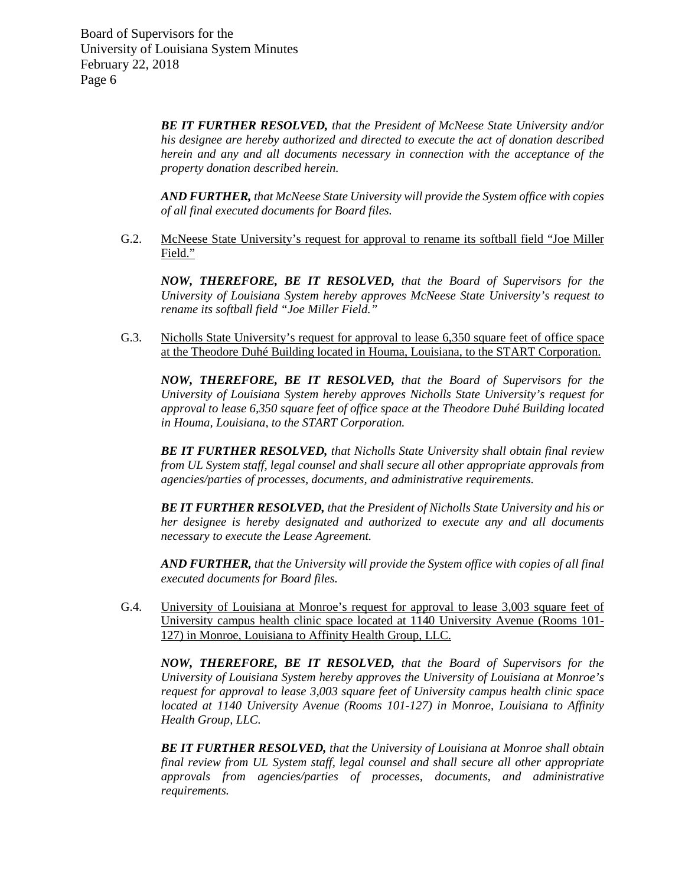***BE IT FURTHER RESOLVED,*** *that the President of McNeese State University and/or his designee are hereby authorized and directed to execute the act of donation described herein and any and all documents necessary in connection with the acceptance of the property donation described herein.*

***AND FURTHER,*** *that McNeese State University will provide the System office with copies of all final executed documents for Board files.*

G.2. <u>McNeese State University's request for approval to rename its softball field "Joe Miller Field."</u>

***NOW, THEREFORE, BE IT RESOLVED,*** *that the Board of Supervisors for the University of Louisiana System hereby approves McNeese State University's request to rename its softball field "Joe Miller Field."*

G.3. <u>Nicholls State University's request for approval to lease 6,350 square feet of office space at the Theodore Duhé Building located in Houma, Louisiana, to the START Corporation.</u>

***NOW, THEREFORE, BE IT RESOLVED,*** *that the Board of Supervisors for the University of Louisiana System hereby approves Nicholls State University's request for approval to lease 6,350 square feet of office space at the Theodore Duhé Building located in Houma, Louisiana, to the START Corporation.*

***BE IT FURTHER RESOLVED,*** *that Nicholls State University shall obtain final review from UL System staff, legal counsel and shall secure all other appropriate approvals from agencies/parties of processes, documents, and administrative requirements.*

***BE IT FURTHER RESOLVED,*** *that the President of Nicholls State University and his or her designee is hereby designated and authorized to execute any and all documents necessary to execute the Lease Agreement.*

***AND FURTHER,*** *that the University will provide the System office with copies of all final executed documents for Board files.*

G.4. <u>University of Louisiana at Monroe's request for approval to lease 3,003 square feet of University campus health clinic space located at 1140 University Avenue (Rooms 101-127) in Monroe, Louisiana to Affinity Health Group, LLC.</u>

***NOW, THEREFORE, BE IT RESOLVED,*** *that the Board of Supervisors for the University of Louisiana System hereby approves the University of Louisiana at Monroe's request for approval to lease 3,003 square feet of University campus health clinic space located at 1140 University Avenue (Rooms 101-127) in Monroe, Louisiana to Affinity Health Group, LLC.*

***BE IT FURTHER RESOLVED,*** *that the University of Louisiana at Monroe shall obtain final review from UL System staff, legal counsel and shall secure all other appropriate approvals from agencies/parties of processes, documents, and administrative requirements.*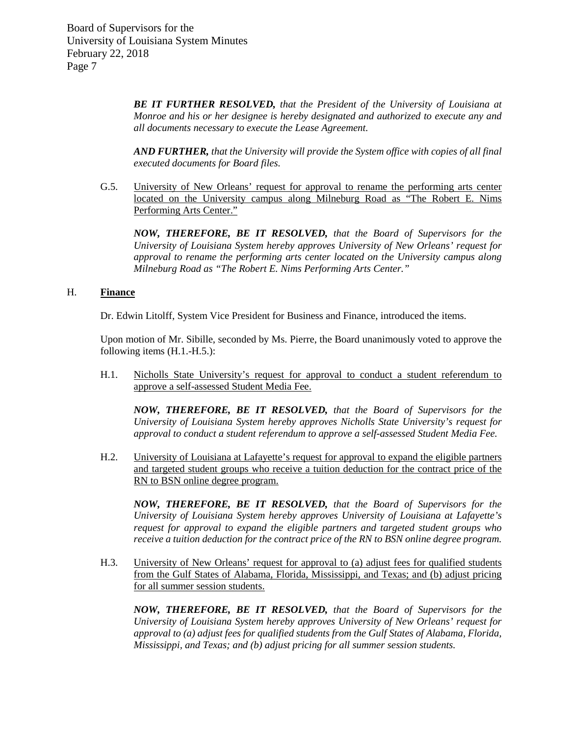***BE IT FURTHER RESOLVED,*** *that the President of the University of Louisiana at Monroe and his or her designee is hereby designated and authorized to execute any and all documents necessary to execute the Lease Agreement.*

***AND FURTHER,*** *that the University will provide the System office with copies of all final executed documents for Board files.*

G.5. University of New Orleans' request for approval to rename the performing arts center located on the University campus along Milneburg Road as "The Robert E. Nims Performing Arts Center."

***NOW, THEREFORE, BE IT RESOLVED,*** *that the Board of Supervisors for the University of Louisiana System hereby approves University of New Orleans' request for approval to rename the performing arts center located on the University campus along Milneburg Road as "The Robert E. Nims Performing Arts Center."*

## H. **Finance**

Dr. Edwin Litolff, System Vice President for Business and Finance, introduced the items.

Upon motion of Mr. Sibille, seconded by Ms. Pierre, the Board unanimously voted to approve the following items (H.1.-H.5.):

H.1. Nicholls State University's request for approval to conduct a student referendum to approve a self-assessed Student Media Fee.

***NOW, THEREFORE, BE IT RESOLVED,*** *that the Board of Supervisors for the University of Louisiana System hereby approves Nicholls State University's request for approval to conduct a student referendum to approve a self-assessed Student Media Fee.*

H.2. University of Louisiana at Lafayette's request for approval to expand the eligible partners and targeted student groups who receive a tuition deduction for the contract price of the RN to BSN online degree program.

***NOW, THEREFORE, BE IT RESOLVED,*** *that the Board of Supervisors for the University of Louisiana System hereby approves University of Louisiana at Lafayette's request for approval to expand the eligible partners and targeted student groups who receive a tuition deduction for the contract price of the RN to BSN online degree program.*

H.3. University of New Orleans' request for approval to (a) adjust fees for qualified students from the Gulf States of Alabama, Florida, Mississippi, and Texas; and (b) adjust pricing for all summer session students.

***NOW, THEREFORE, BE IT RESOLVED,*** *that the Board of Supervisors for the University of Louisiana System hereby approves University of New Orleans' request for approval to (a) adjust fees for qualified students from the Gulf States of Alabama, Florida, Mississippi, and Texas; and (b) adjust pricing for all summer session students.*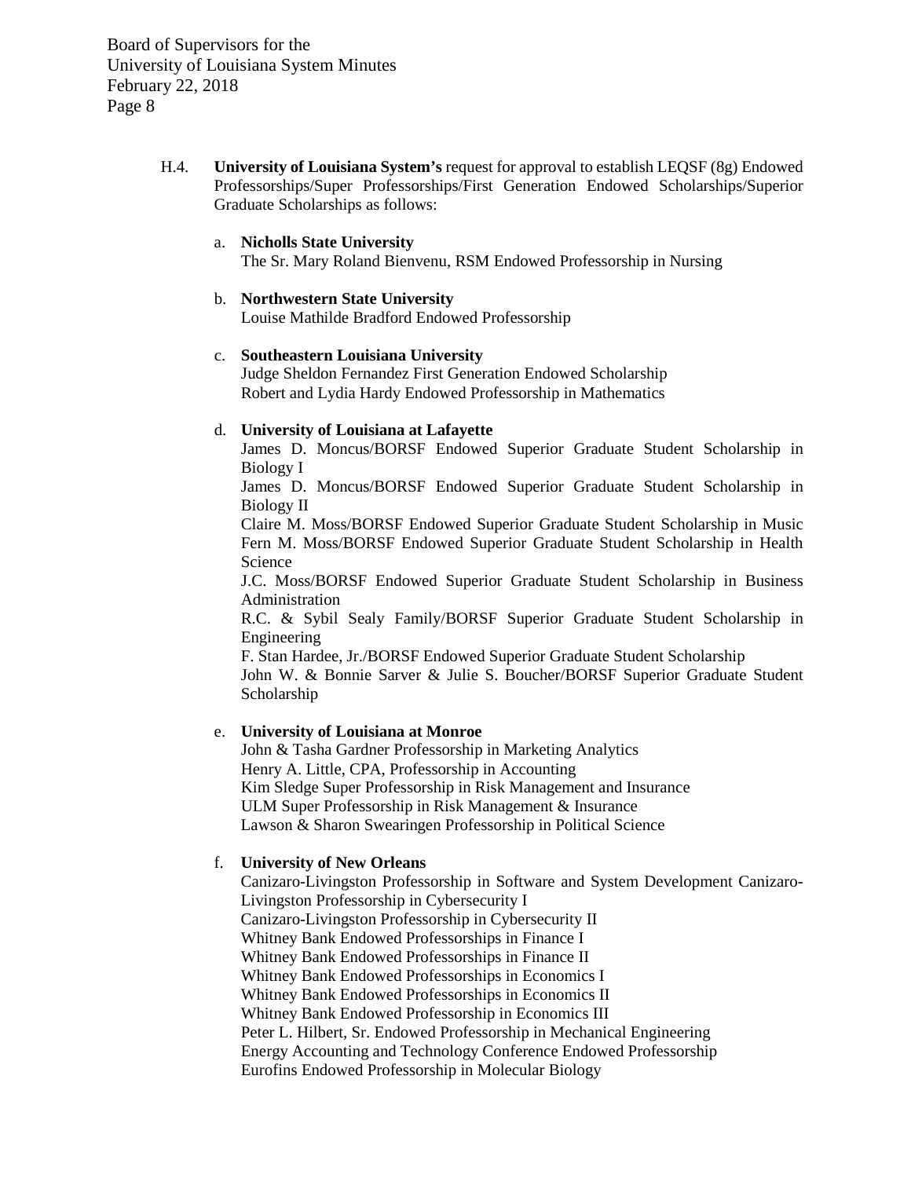H.4. **University of Louisiana System's** request for approval to establish LEQSF (8g) Endowed Professorships/Super Professorships/First Generation Endowed Scholarships/Superior Graduate Scholarships as follows:

a. **Nicholls State University**
The Sr. Mary Roland Bienvenu, RSM Endowed Professorship in Nursing

b. **Northwestern State University**
Louise Mathilde Bradford Endowed Professorship

c. **Southeastern Louisiana University**
Judge Sheldon Fernandez First Generation Endowed Scholarship
Robert and Lydia Hardy Endowed Professorship in Mathematics

d. **University of Louisiana at Lafayette**
James D. Moncus/BORSF Endowed Superior Graduate Student Scholarship in Biology I
James D. Moncus/BORSF Endowed Superior Graduate Student Scholarship in Biology II
Claire M. Moss/BORSF Endowed Superior Graduate Student Scholarship in Music
Fern M. Moss/BORSF Endowed Superior Graduate Student Scholarship in Health Science
J.C. Moss/BORSF Endowed Superior Graduate Student Scholarship in Business Administration
R.C. & Sybil Sealy Family/BORSF Superior Graduate Student Scholarship in Engineering
F. Stan Hardee, Jr./BORSF Endowed Superior Graduate Student Scholarship
John W. & Bonnie Sarver & Julie S. Boucher/BORSF Superior Graduate Student Scholarship

e. **University of Louisiana at Monroe**
John & Tasha Gardner Professorship in Marketing Analytics
Henry A. Little, CPA, Professorship in Accounting
Kim Sledge Super Professorship in Risk Management and Insurance
ULM Super Professorship in Risk Management & Insurance
Lawson & Sharon Swearingen Professorship in Political Science

f. **University of New Orleans**
Canizaro-Livingston Professorship in Software and System Development Canizaro-Livingston Professorship in Cybersecurity I
Canizaro-Livingston Professorship in Cybersecurity II
Whitney Bank Endowed Professorships in Finance I
Whitney Bank Endowed Professorships in Finance II
Whitney Bank Endowed Professorships in Economics I
Whitney Bank Endowed Professorships in Economics II
Whitney Bank Endowed Professorship in Economics III
Peter L. Hilbert, Sr. Endowed Professorship in Mechanical Engineering
Energy Accounting and Technology Conference Endowed Professorship
Eurofins Endowed Professorship in Molecular Biology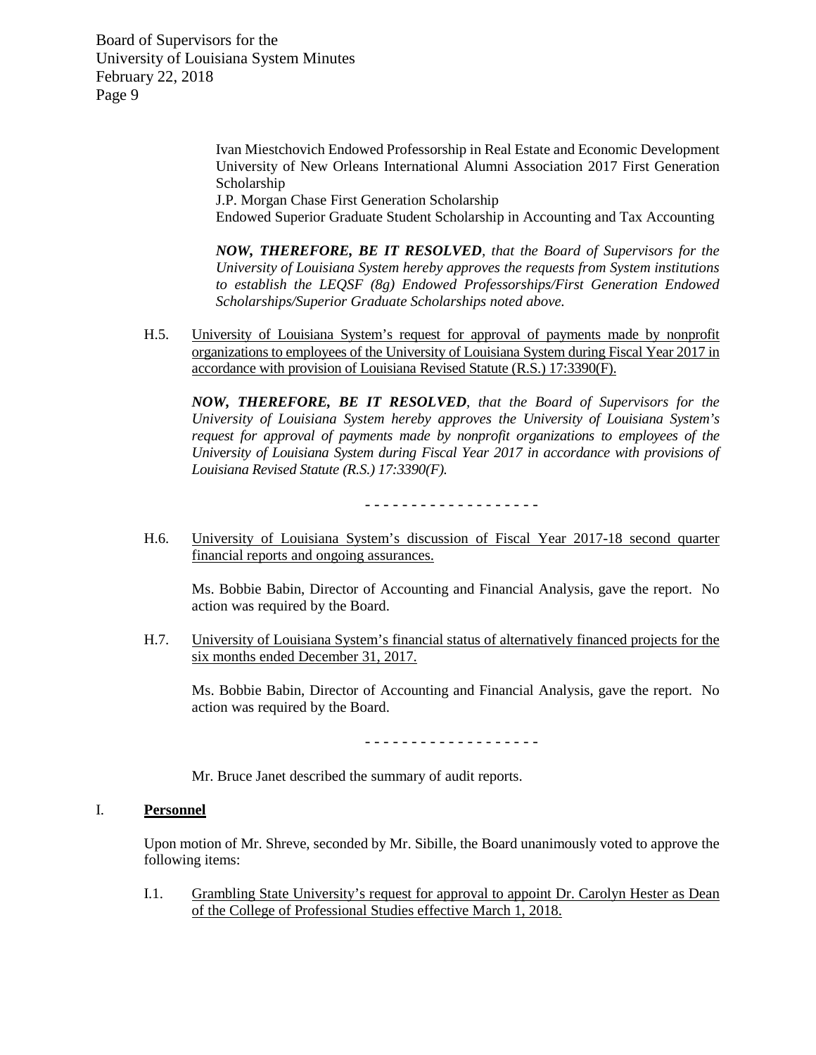Ivan Miestchovich Endowed Professorship in Real Estate and Economic Development
University of New Orleans International Alumni Association 2017 First Generation Scholarship
J.P. Morgan Chase First Generation Scholarship
Endowed Superior Graduate Student Scholarship in Accounting and Tax Accounting

***NOW, THEREFORE, BE IT RESOLVED**, that the Board of Supervisors for the University of Louisiana System hereby approves the requests from System institutions to establish the LEQSF (8g) Endowed Professorships/First Generation Endowed Scholarships/Superior Graduate Scholarships noted above.*

H.5. <u>University of Louisiana System's request for approval of payments made by nonprofit organizations to employees of the University of Louisiana System during Fiscal Year 2017 in accordance with provision of Louisiana Revised Statute (R.S.) 17:3390(F).</u>

***NOW, THEREFORE, BE IT RESOLVED**, that the Board of Supervisors for the University of Louisiana System hereby approves the University of Louisiana System's request for approval of payments made by nonprofit organizations to employees of the University of Louisiana System during Fiscal Year 2017 in accordance with provisions of Louisiana Revised Statute (R.S.) 17:3390(F).*

- - - - - - - - - - - - - - - - - -

H.6. <u>University of Louisiana System's discussion of Fiscal Year 2017-18 second quarter financial reports and ongoing assurances.</u>

Ms. Bobbie Babin, Director of Accounting and Financial Analysis, gave the report. No action was required by the Board.

H.7. <u>University of Louisiana System's financial status of alternatively financed projects for the six months ended December 31, 2017.</u>

Ms. Bobbie Babin, Director of Accounting and Financial Analysis, gave the report. No action was required by the Board.

- - - - - - - - - - - - - - - - - -

Mr. Bruce Janet described the summary of audit reports.

## I. **<u>Personnel</u>**

Upon motion of Mr. Shreve, seconded by Mr. Sibille, the Board unanimously voted to approve the following items:

I.1. <u>Grambling State University's request for approval to appoint Dr. Carolyn Hester as Dean of the College of Professional Studies effective March 1, 2018.</u>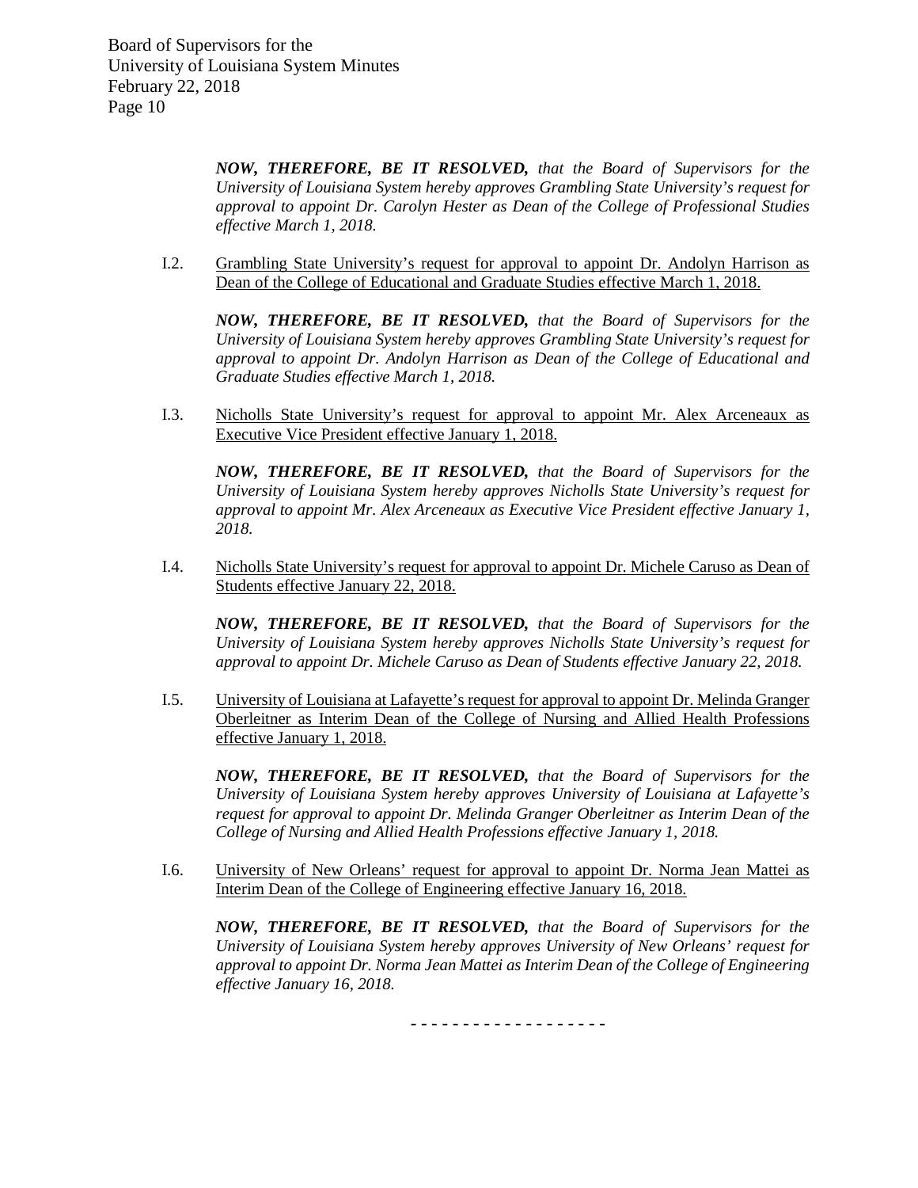***NOW, THEREFORE, BE IT RESOLVED,*** *that the Board of Supervisors for the University of Louisiana System hereby approves Grambling State University's request for approval to appoint Dr. Carolyn Hester as Dean of the College of Professional Studies effective March 1, 2018.*

I.2. Grambling State University's request for approval to appoint Dr. Andolyn Harrison as Dean of the College of Educational and Graduate Studies effective March 1, 2018.

***NOW, THEREFORE, BE IT RESOLVED,*** *that the Board of Supervisors for the University of Louisiana System hereby approves Grambling State University's request for approval to appoint Dr. Andolyn Harrison as Dean of the College of Educational and Graduate Studies effective March 1, 2018.*

I.3. Nicholls State University's request for approval to appoint Mr. Alex Arceneaux as Executive Vice President effective January 1, 2018.

***NOW, THEREFORE, BE IT RESOLVED,*** *that the Board of Supervisors for the University of Louisiana System hereby approves Nicholls State University's request for approval to appoint Mr. Alex Arceneaux as Executive Vice President effective January 1, 2018.*

I.4. Nicholls State University's request for approval to appoint Dr. Michele Caruso as Dean of Students effective January 22, 2018.

***NOW, THEREFORE, BE IT RESOLVED,*** *that the Board of Supervisors for the University of Louisiana System hereby approves Nicholls State University's request for approval to appoint Dr. Michele Caruso as Dean of Students effective January 22, 2018.*

I.5. University of Louisiana at Lafayette's request for approval to appoint Dr. Melinda Granger Oberleitner as Interim Dean of the College of Nursing and Allied Health Professions effective January 1, 2018.

***NOW, THEREFORE, BE IT RESOLVED,*** *that the Board of Supervisors for the University of Louisiana System hereby approves University of Louisiana at Lafayette's request for approval to appoint Dr. Melinda Granger Oberleitner as Interim Dean of the College of Nursing and Allied Health Professions effective January 1, 2018.*

I.6. University of New Orleans' request for approval to appoint Dr. Norma Jean Mattei as Interim Dean of the College of Engineering effective January 16, 2018.

***NOW, THEREFORE, BE IT RESOLVED,*** *that the Board of Supervisors for the University of Louisiana System hereby approves University of New Orleans' request for approval to appoint Dr. Norma Jean Mattei as Interim Dean of the College of Engineering effective January 16, 2018.*

- - - - - - - - - - - - - - - - - -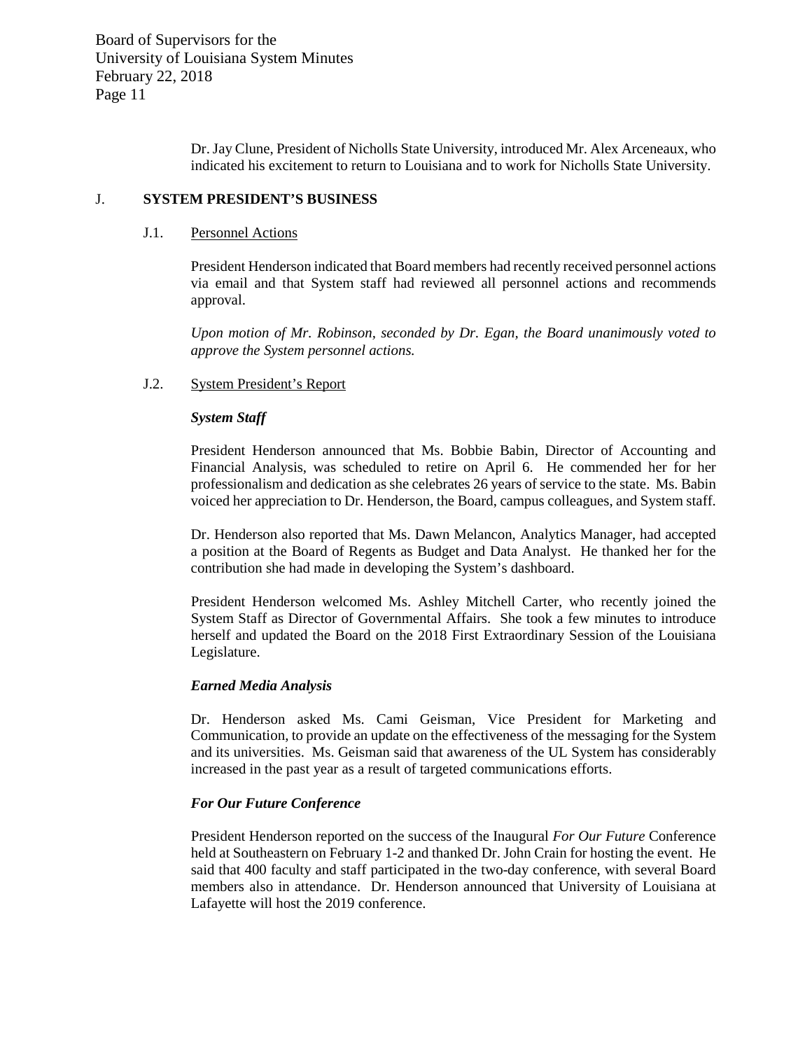Dr. Jay Clune, President of Nicholls State University, introduced Mr. Alex Arceneaux, who indicated his excitement to return to Louisiana and to work for Nicholls State University.

## J. SYSTEM PRESIDENT'S BUSINESS

### J.1. Personnel Actions

President Henderson indicated that Board members had recently received personnel actions via email and that System staff had reviewed all personnel actions and recommends approval.

*Upon motion of Mr. Robinson, seconded by Dr. Egan, the Board unanimously voted to approve the System personnel actions.*

### J.2. System President's Report

***System Staff***

President Henderson announced that Ms. Bobbie Babin, Director of Accounting and Financial Analysis, was scheduled to retire on April 6. He commended her for her professionalism and dedication as she celebrates 26 years of service to the state. Ms. Babin voiced her appreciation to Dr. Henderson, the Board, campus colleagues, and System staff.

Dr. Henderson also reported that Ms. Dawn Melancon, Analytics Manager, had accepted a position at the Board of Regents as Budget and Data Analyst. He thanked her for the contribution she had made in developing the System's dashboard.

President Henderson welcomed Ms. Ashley Mitchell Carter, who recently joined the System Staff as Director of Governmental Affairs. She took a few minutes to introduce herself and updated the Board on the 2018 First Extraordinary Session of the Louisiana Legislature.

***Earned Media Analysis***

Dr. Henderson asked Ms. Cami Geisman, Vice President for Marketing and Communication, to provide an update on the effectiveness of the messaging for the System and its universities. Ms. Geisman said that awareness of the UL System has considerably increased in the past year as a result of targeted communications efforts.

***For Our Future Conference***

President Henderson reported on the success of the Inaugural *For Our Future* Conference held at Southeastern on February 1-2 and thanked Dr. John Crain for hosting the event. He said that 400 faculty and staff participated in the two-day conference, with several Board members also in attendance. Dr. Henderson announced that University of Louisiana at Lafayette will host the 2019 conference.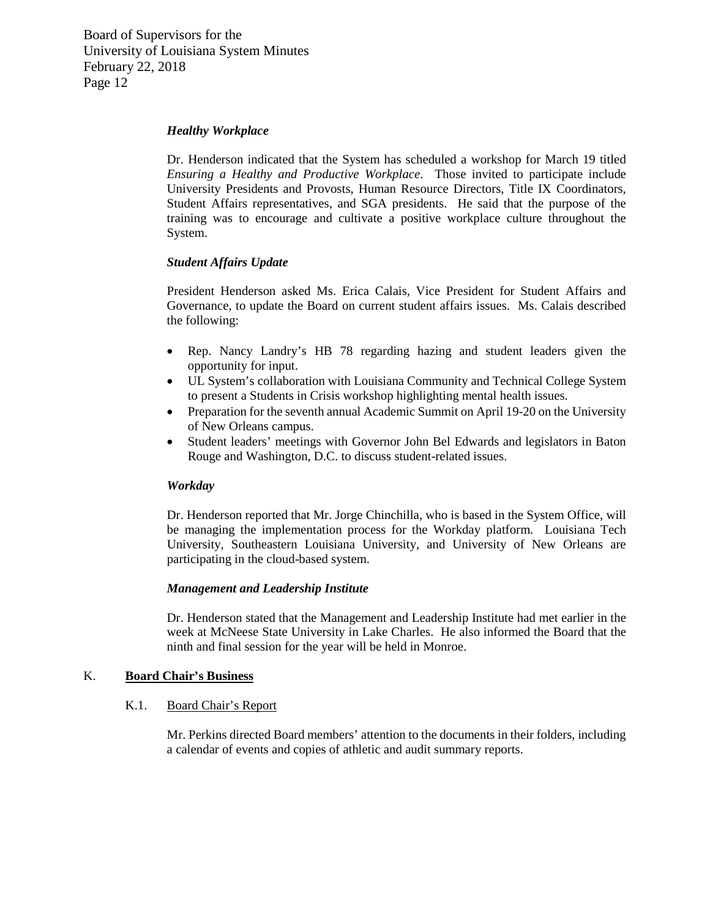***Healthy Workplace***

Dr. Henderson indicated that the System has scheduled a workshop for March 19 titled *Ensuring a Healthy and Productive Workplace*. Those invited to participate include University Presidents and Provosts, Human Resource Directors, Title IX Coordinators, Student Affairs representatives, and SGA presidents. He said that the purpose of the training was to encourage and cultivate a positive workplace culture throughout the System.

***Student Affairs Update***

President Henderson asked Ms. Erica Calais, Vice President for Student Affairs and Governance, to update the Board on current student affairs issues. Ms. Calais described the following:

- Rep. Nancy Landry's HB 78 regarding hazing and student leaders given the opportunity for input.
- UL System's collaboration with Louisiana Community and Technical College System to present a Students in Crisis workshop highlighting mental health issues.
- Preparation for the seventh annual Academic Summit on April 19-20 on the University of New Orleans campus.
- Student leaders' meetings with Governor John Bel Edwards and legislators in Baton Rouge and Washington, D.C. to discuss student-related issues.

***Workday***

Dr. Henderson reported that Mr. Jorge Chinchilla, who is based in the System Office, will be managing the implementation process for the Workday platform. Louisiana Tech University, Southeastern Louisiana University, and University of New Orleans are participating in the cloud-based system.

***Management and Leadership Institute***

Dr. Henderson stated that the Management and Leadership Institute had met earlier in the week at McNeese State University in Lake Charles. He also informed the Board that the ninth and final session for the year will be held in Monroe.

## K. **Board Chair's Business**

### K.1. Board Chair's Report

Mr. Perkins directed Board members' attention to the documents in their folders, including a calendar of events and copies of athletic and audit summary reports.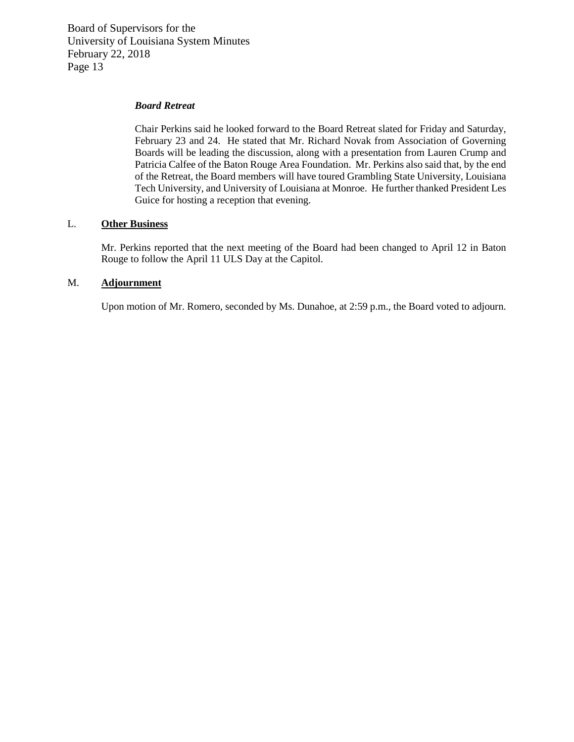***Board Retreat***

Chair Perkins said he looked forward to the Board Retreat slated for Friday and Saturday, February 23 and 24. He stated that Mr. Richard Novak from Association of Governing Boards will be leading the discussion, along with a presentation from Lauren Crump and Patricia Calfee of the Baton Rouge Area Foundation. Mr. Perkins also said that, by the end of the Retreat, the Board members will have toured Grambling State University, Louisiana Tech University, and University of Louisiana at Monroe. He further thanked President Les Guice for hosting a reception that evening.

## L. **Other Business**

Mr. Perkins reported that the next meeting of the Board had been changed to April 12 in Baton Rouge to follow the April 11 ULS Day at the Capitol.

## M. **Adjournment**

Upon motion of Mr. Romero, seconded by Ms. Dunahoe, at 2:59 p.m., the Board voted to adjourn.